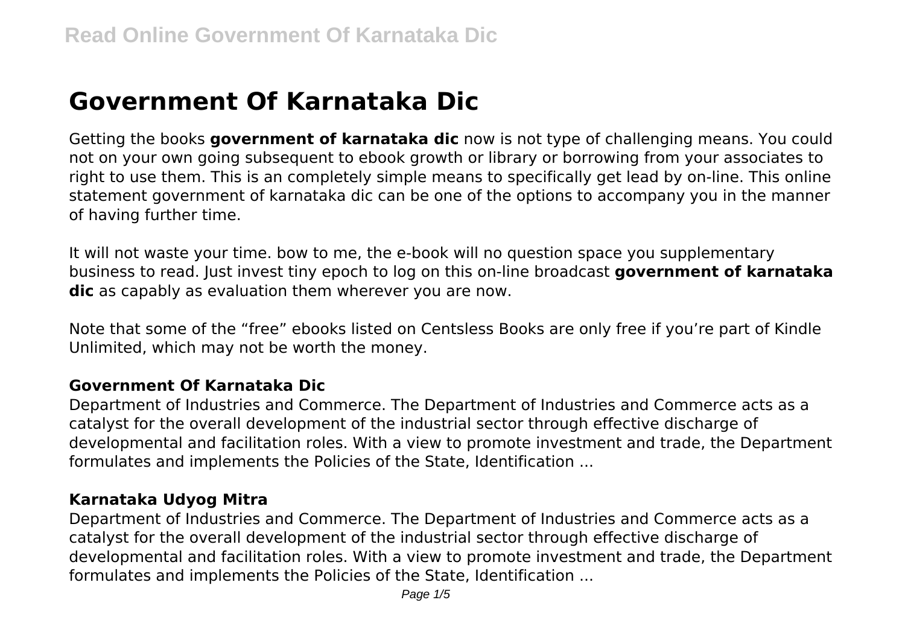# Government Of Karnataka Dic

Getting the books **government of karnataka dic** now is not type of challenging means. You could not on your own going subsequent to ebook growth or library or borrowing from your associates to right to use them. This is an completely simple means to specifically get lead by on-line. This online statement government of karnataka dic can be one of the options to accompany you in the manner of having further time.

It will not waste your time. bow to me, the e-book will no question space you supplementary business to read. Just invest tiny epoch to log on this on-line broadcast **government of karnataka dic** as capably as evaluation them wherever you are now.

Note that some of the "free" ebooks listed on Centsless Books are only free if you're part of Kindle Unlimited, which may not be worth the money.

### Government Of Karnataka Dic

Department of Industries and Commerce. The Department of Industries and Commerce acts as a catalyst for the overall development of the industrial sector through effective discharge of developmental and facilitation roles. With a view to promote investment and trade, the Department formulates and implements the Policies of the State, Identification ...

### Karnataka Udyog Mitra

Department of Industries and Commerce. The Department of Industries and Commerce acts as a catalyst for the overall development of the industrial sector through effective discharge of developmental and facilitation roles. With a view to promote investment and trade, the Department formulates and implements the Policies of the State, Identification ...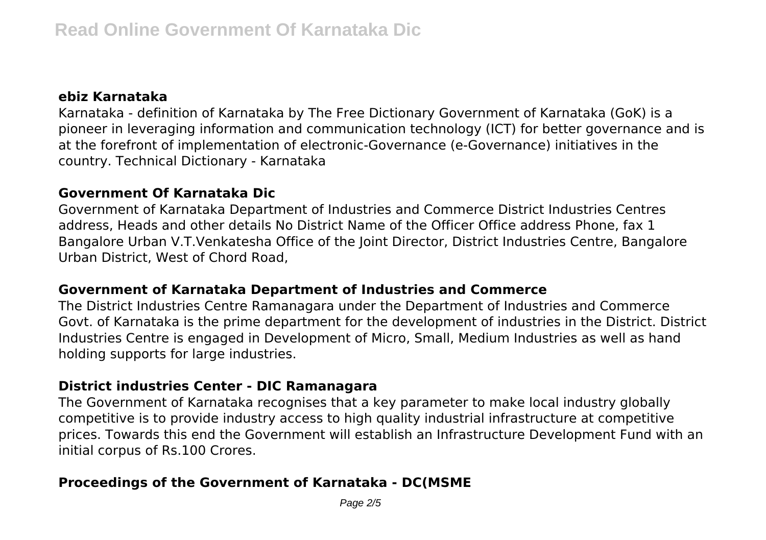### ebiz Karnataka

Karnataka - definition of Karnataka by The Free Dictionary Government of Karnataka (GoK) is a pioneer in leveraging information and communication technology (ICT) for better governance and is at the forefront of implementation of electronic-Governance (e-Governance) initiatives in the country. Technical Dictionary - Karnataka

### Government Of Karnataka Dic

Government of Karnataka Department of Industries and Commerce District Industries Centres address, Heads and other details No District Name of the Officer Office address Phone, fax 1 Bangalore Urban V.T.Venkatesha Office of the Joint Director, District Industries Centre, Bangalore Urban District, West of Chord Road,

### Government of Karnataka Department of Industries and Commerce

The District Industries Centre Ramanagara under the Department of Industries and Commerce Govt. of Karnataka is the prime department for the development of industries in the District. District Industries Centre is engaged in Development of Micro, Small, Medium Industries as well as hand holding supports for large industries.

### District industries Center - DIC Ramanagara

The Government of Karnataka recognises that a key parameter to make local industry globally competitive is to provide industry access to high quality industrial infrastructure at competitive prices. Towards this end the Government will establish an Infrastructure Development Fund with an initial corpus of Rs.100 Crores.

### Proceedings of the Government of Karnataka - DC(MSME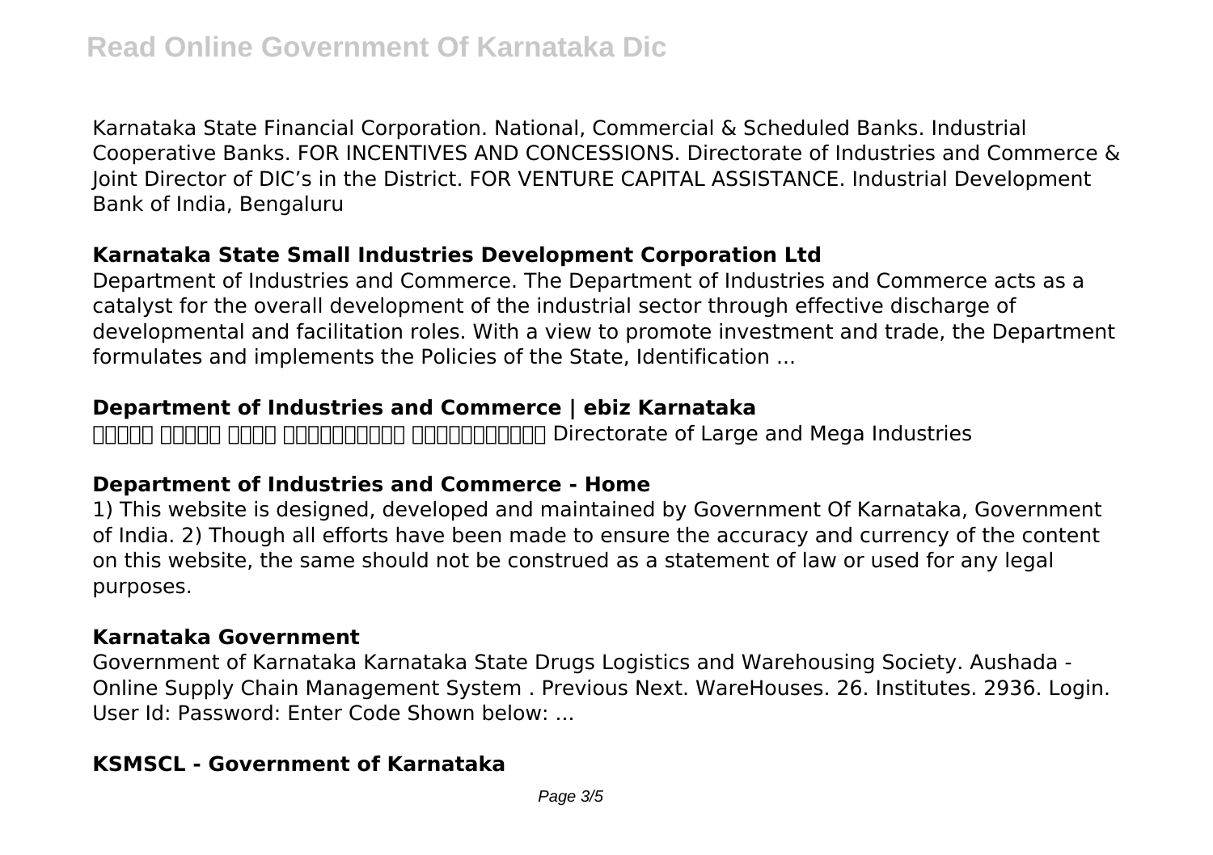Karnataka State Financial Corporation. National, Commercial & Scheduled Banks. Industrial Cooperative Banks. FOR INCENTIVES AND CONCESSIONS. Directorate of Industries and Commerce & Joint Director of DIC's in the District. FOR VENTURE CAPITAL ASSISTANCE. Industrial Development Bank of India, Bengaluru

### Karnataka State Small Industries Development Corporation Ltd

Department of Industries and Commerce. The Department of Industries and Commerce acts as a catalyst for the overall development of the industrial sector through effective discharge of developmental and facilitation roles. With a view to promote investment and trade, the Department formulates and implements the Policies of the State, Identification ...

### Department of Industries and Commerce | ebiz Karnataka

□□□□□ □□□□□ □□□□ □□□□□□□□□□ □□□□□□□□□□□ Directorate of Large and Mega Industries

### Department of Industries and Commerce - Home

1) This website is designed, developed and maintained by Government Of Karnataka, Government of India. 2) Though all efforts have been made to ensure the accuracy and currency of the content on this website, the same should not be construed as a statement of law or used for any legal purposes.

### Karnataka Government

Government of Karnataka Karnataka State Drugs Logistics and Warehousing Society. Aushada - Online Supply Chain Management System . Previous Next. WareHouses. 26. Institutes. 2936. Login. User Id: Password: Enter Code Shown below: ...

### KSMSCL - Government of Karnataka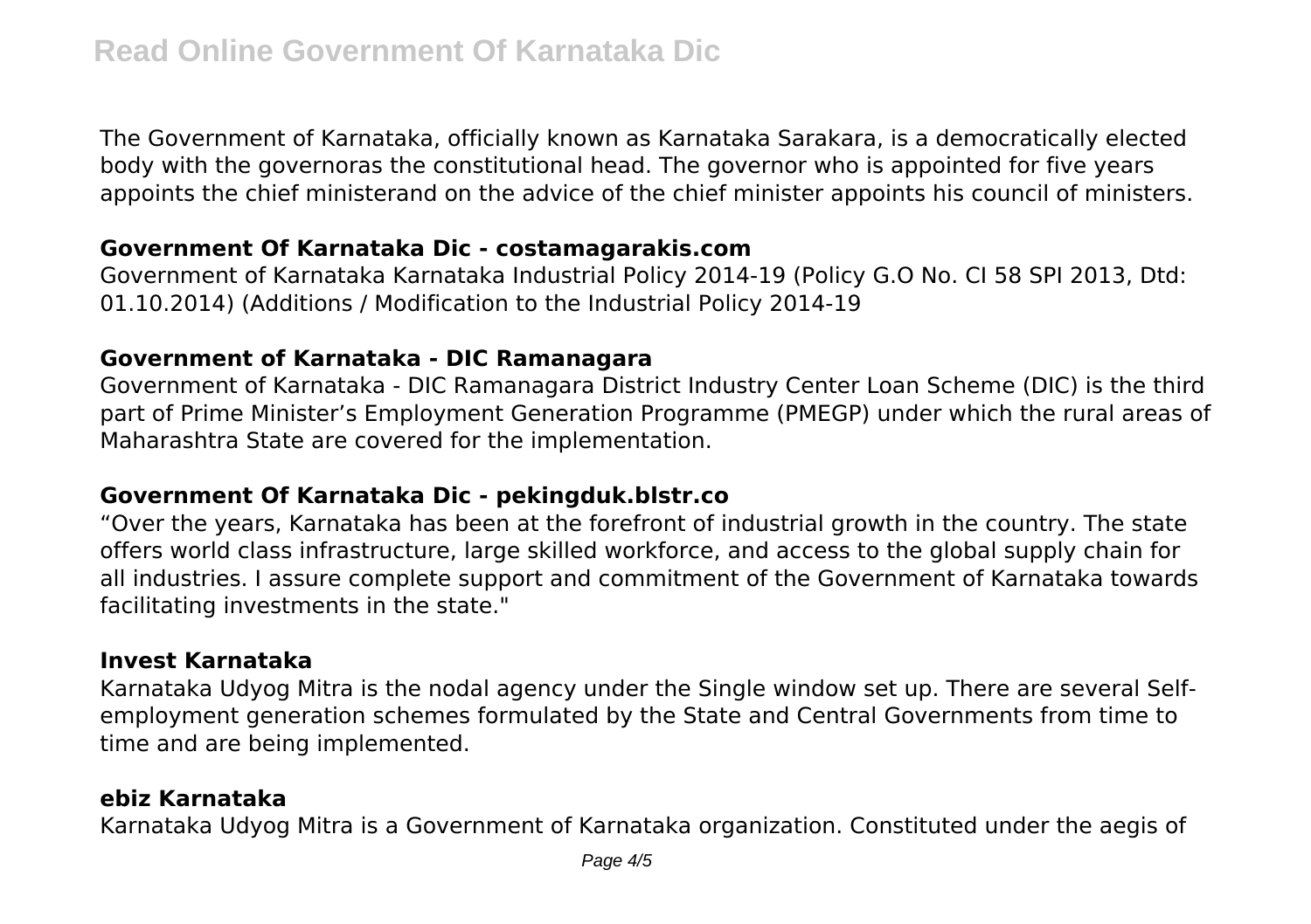The Government of Karnataka, officially known as Karnataka Sarakara, is a democratically elected body with the governoras the constitutional head. The governor who is appointed for five years appoints the chief ministerand on the advice of the chief minister appoints his council of ministers.

### Government Of Karnataka Dic - costamagarakis.com

Government of Karnataka Karnataka Industrial Policy 2014-19 (Policy G.O No. CI 58 SPI 2013, Dtd: 01.10.2014) (Additions / Modification to the Industrial Policy 2014-19

### Government of Karnataka - DIC Ramanagara

Government of Karnataka - DIC Ramanagara District Industry Center Loan Scheme (DIC) is the third part of Prime Minister's Employment Generation Programme (PMEGP) under which the rural areas of Maharashtra State are covered for the implementation.

### Government Of Karnataka Dic - pekingduk.blstr.co

"Over the years, Karnataka has been at the forefront of industrial growth in the country. The state offers world class infrastructure, large skilled workforce, and access to the global supply chain for all industries. I assure complete support and commitment of the Government of Karnataka towards facilitating investments in the state."

### Invest Karnataka

Karnataka Udyog Mitra is the nodal agency under the Single window set up. There are several Self-employment generation schemes formulated by the State and Central Governments from time to time and are being implemented.

### ebiz Karnataka

Karnataka Udyog Mitra is a Government of Karnataka organization. Constituted under the aegis of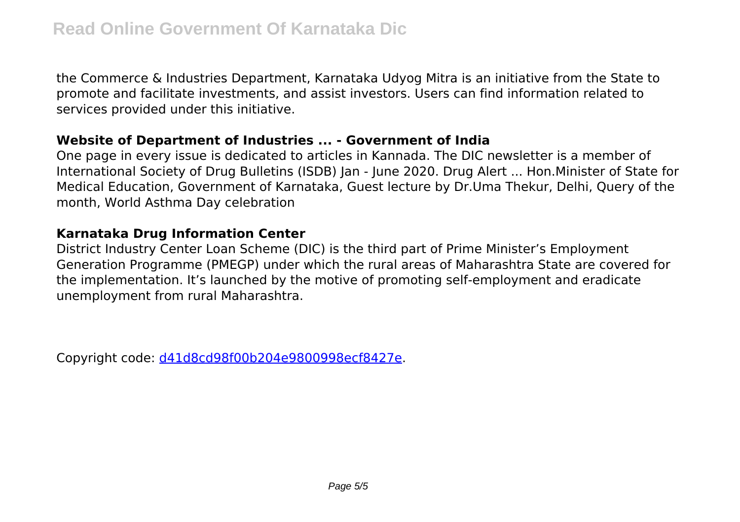the Commerce & Industries Department, Karnataka Udyog Mitra is an initiative from the State to promote and facilitate investments, and assist investors. Users can find information related to services provided under this initiative.

**Website of Department of Industries ... - Government of India**

One page in every issue is dedicated to articles in Kannada. The DIC newsletter is a member of International Society of Drug Bulletins (ISDB) Jan - June 2020. Drug Alert ... Hon.Minister of State for Medical Education, Government of Karnataka, Guest lecture by Dr.Uma Thekur, Delhi, Query of the month, World Asthma Day celebration

**Karnataka Drug Information Center**

District Industry Center Loan Scheme (DIC) is the third part of Prime Minister's Employment Generation Programme (PMEGP) under which the rural areas of Maharashtra State are covered for the implementation. It's launched by the motive of promoting self-employment and eradicate unemployment from rural Maharashtra.

Copyright code: d41d8cd98f00b204e9800998ecf8427e.